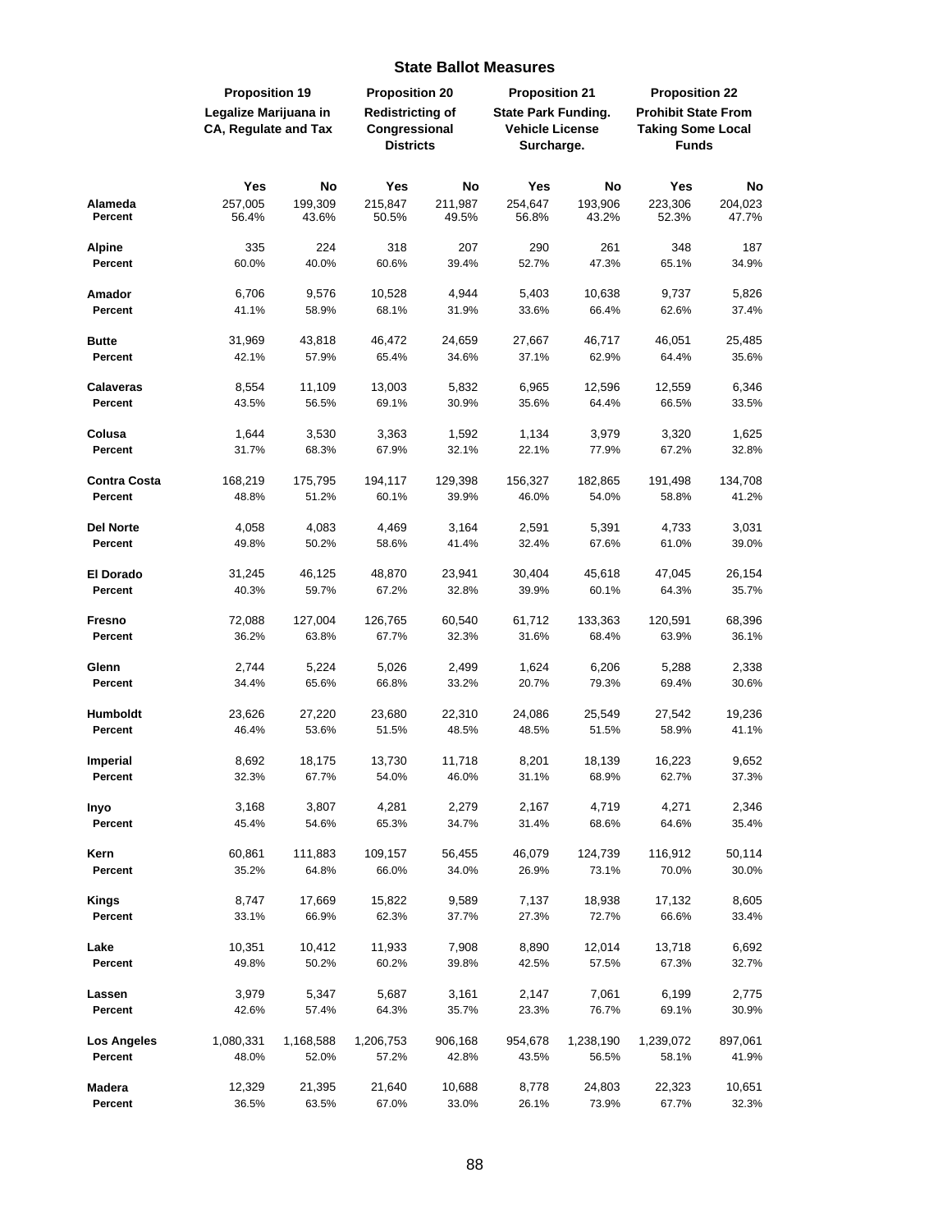## State Ballot Measures

| | Proposition 19 | | Proposition 20 | | Proposition 21 | | Proposition 22 | |
|---|---|---|---|---|---|---|---|---|
| | Legalize Marijuana in CA, Regulate and Tax | | Redistricting of Congressional Districts | | State Park Funding. Vehicle License Surcharge. | | Prohibit State From Taking Some Local Funds | |
| | **Yes** | **No** | **Yes** | **No** | **Yes** | **No** | **Yes** | **No** |
| **Alameda** | 257,005 | 199,309 | 215,847 | 211,987 | 254,647 | 193,906 | 223,306 | 204,023 |
| **Percent** | 56.4% | 43.6% | 50.5% | 49.5% | 56.8% | 43.2% | 52.3% | 47.7% |
| **Alpine** | 335 | 224 | 318 | 207 | 290 | 261 | 348 | 187 |
| **Percent** | 60.0% | 40.0% | 60.6% | 39.4% | 52.7% | 47.3% | 65.1% | 34.9% |
| **Amador** | 6,706 | 9,576 | 10,528 | 4,944 | 5,403 | 10,638 | 9,737 | 5,826 |
| **Percent** | 41.1% | 58.9% | 68.1% | 31.9% | 33.6% | 66.4% | 62.6% | 37.4% |
| **Butte** | 31,969 | 43,818 | 46,472 | 24,659 | 27,667 | 46,717 | 46,051 | 25,485 |
| **Percent** | 42.1% | 57.9% | 65.4% | 34.6% | 37.1% | 62.9% | 64.4% | 35.6% |
| **Calaveras** | 8,554 | 11,109 | 13,003 | 5,832 | 6,965 | 12,596 | 12,559 | 6,346 |
| **Percent** | 43.5% | 56.5% | 69.1% | 30.9% | 35.6% | 64.4% | 66.5% | 33.5% |
| **Colusa** | 1,644 | 3,530 | 3,363 | 1,592 | 1,134 | 3,979 | 3,320 | 1,625 |
| **Percent** | 31.7% | 68.3% | 67.9% | 32.1% | 22.1% | 77.9% | 67.2% | 32.8% |
| **Contra Costa** | 168,219 | 175,795 | 194,117 | 129,398 | 156,327 | 182,865 | 191,498 | 134,708 |
| **Percent** | 48.8% | 51.2% | 60.1% | 39.9% | 46.0% | 54.0% | 58.8% | 41.2% |
| **Del Norte** | 4,058 | 4,083 | 4,469 | 3,164 | 2,591 | 5,391 | 4,733 | 3,031 |
| **Percent** | 49.8% | 50.2% | 58.6% | 41.4% | 32.4% | 67.6% | 61.0% | 39.0% |
| **El Dorado** | 31,245 | 46,125 | 48,870 | 23,941 | 30,404 | 45,618 | 47,045 | 26,154 |
| **Percent** | 40.3% | 59.7% | 67.2% | 32.8% | 39.9% | 60.1% | 64.3% | 35.7% |
| **Fresno** | 72,088 | 127,004 | 126,765 | 60,540 | 61,712 | 133,363 | 120,591 | 68,396 |
| **Percent** | 36.2% | 63.8% | 67.7% | 32.3% | 31.6% | 68.4% | 63.9% | 36.1% |
| **Glenn** | 2,744 | 5,224 | 5,026 | 2,499 | 1,624 | 6,206 | 5,288 | 2,338 |
| **Percent** | 34.4% | 65.6% | 66.8% | 33.2% | 20.7% | 79.3% | 69.4% | 30.6% |
| **Humboldt** | 23,626 | 27,220 | 23,680 | 22,310 | 24,086 | 25,549 | 27,542 | 19,236 |
| **Percent** | 46.4% | 53.6% | 51.5% | 48.5% | 48.5% | 51.5% | 58.9% | 41.1% |
| **Imperial** | 8,692 | 18,175 | 13,730 | 11,718 | 8,201 | 18,139 | 16,223 | 9,652 |
| **Percent** | 32.3% | 67.7% | 54.0% | 46.0% | 31.1% | 68.9% | 62.7% | 37.3% |
| **Inyo** | 3,168 | 3,807 | 4,281 | 2,279 | 2,167 | 4,719 | 4,271 | 2,346 |
| **Percent** | 45.4% | 54.6% | 65.3% | 34.7% | 31.4% | 68.6% | 64.6% | 35.4% |
| **Kern** | 60,861 | 111,883 | 109,157 | 56,455 | 46,079 | 124,739 | 116,912 | 50,114 |
| **Percent** | 35.2% | 64.8% | 66.0% | 34.0% | 26.9% | 73.1% | 70.0% | 30.0% |
| **Kings** | 8,747 | 17,669 | 15,822 | 9,589 | 7,137 | 18,938 | 17,132 | 8,605 |
| **Percent** | 33.1% | 66.9% | 62.3% | 37.7% | 27.3% | 72.7% | 66.6% | 33.4% |
| **Lake** | 10,351 | 10,412 | 11,933 | 7,908 | 8,890 | 12,014 | 13,718 | 6,692 |
| **Percent** | 49.8% | 50.2% | 60.2% | 39.8% | 42.5% | 57.5% | 67.3% | 32.7% |
| **Lassen** | 3,979 | 5,347 | 5,687 | 3,161 | 2,147 | 7,061 | 6,199 | 2,775 |
| **Percent** | 42.6% | 57.4% | 64.3% | 35.7% | 23.3% | 76.7% | 69.1% | 30.9% |
| **Los Angeles** | 1,080,331 | 1,168,588 | 1,206,753 | 906,168 | 954,678 | 1,238,190 | 1,239,072 | 897,061 |
| **Percent** | 48.0% | 52.0% | 57.2% | 42.8% | 43.5% | 56.5% | 58.1% | 41.9% |
| **Madera** | 12,329 | 21,395 | 21,640 | 10,688 | 8,778 | 24,803 | 22,323 | 10,651 |
| **Percent** | 36.5% | 63.5% | 67.0% | 33.0% | 26.1% | 73.9% | 67.7% | 32.3% |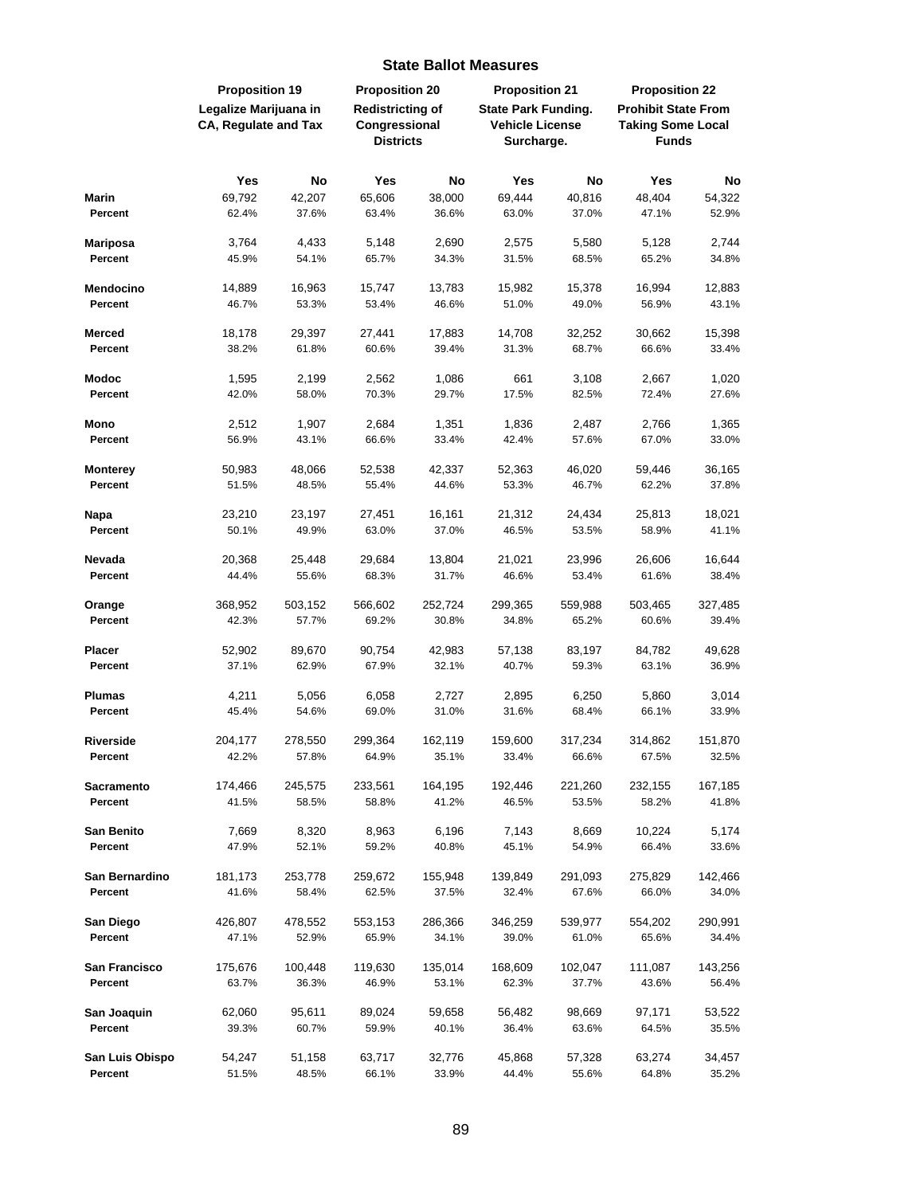## State Ballot Measures

| | Proposition 19 | | Proposition 20 | | Proposition 21 | | Proposition 22 | |
|---|---|---|---|---|---|---|---|---|
| | Legalize Marijuana in CA, Regulate and Tax | | Redistricting of Congressional Districts | | State Park Funding. Vehicle License Surcharge. | | Prohibit State From Taking Some Local Funds | |
| | **Yes** | **No** | **Yes** | **No** | **Yes** | **No** | **Yes** | **No** |
| **Marin** | 69,792 | 42,207 | 65,606 | 38,000 | 69,444 | 40,816 | 48,404 | 54,322 |
| **Percent** | 62.4% | 37.6% | 63.4% | 36.6% | 63.0% | 37.0% | 47.1% | 52.9% |
| **Mariposa** | 3,764 | 4,433 | 5,148 | 2,690 | 2,575 | 5,580 | 5,128 | 2,744 |
| **Percent** | 45.9% | 54.1% | 65.7% | 34.3% | 31.5% | 68.5% | 65.2% | 34.8% |
| **Mendocino** | 14,889 | 16,963 | 15,747 | 13,783 | 15,982 | 15,378 | 16,994 | 12,883 |
| **Percent** | 46.7% | 53.3% | 53.4% | 46.6% | 51.0% | 49.0% | 56.9% | 43.1% |
| **Merced** | 18,178 | 29,397 | 27,441 | 17,883 | 14,708 | 32,252 | 30,662 | 15,398 |
| **Percent** | 38.2% | 61.8% | 60.6% | 39.4% | 31.3% | 68.7% | 66.6% | 33.4% |
| **Modoc** | 1,595 | 2,199 | 2,562 | 1,086 | 661 | 3,108 | 2,667 | 1,020 |
| **Percent** | 42.0% | 58.0% | 70.3% | 29.7% | 17.5% | 82.5% | 72.4% | 27.6% |
| **Mono** | 2,512 | 1,907 | 2,684 | 1,351 | 1,836 | 2,487 | 2,766 | 1,365 |
| **Percent** | 56.9% | 43.1% | 66.6% | 33.4% | 42.4% | 57.6% | 67.0% | 33.0% |
| **Monterey** | 50,983 | 48,066 | 52,538 | 42,337 | 52,363 | 46,020 | 59,446 | 36,165 |
| **Percent** | 51.5% | 48.5% | 55.4% | 44.6% | 53.3% | 46.7% | 62.2% | 37.8% |
| **Napa** | 23,210 | 23,197 | 27,451 | 16,161 | 21,312 | 24,434 | 25,813 | 18,021 |
| **Percent** | 50.1% | 49.9% | 63.0% | 37.0% | 46.5% | 53.5% | 58.9% | 41.1% |
| **Nevada** | 20,368 | 25,448 | 29,684 | 13,804 | 21,021 | 23,996 | 26,606 | 16,644 |
| **Percent** | 44.4% | 55.6% | 68.3% | 31.7% | 46.6% | 53.4% | 61.6% | 38.4% |
| **Orange** | 368,952 | 503,152 | 566,602 | 252,724 | 299,365 | 559,988 | 503,465 | 327,485 |
| **Percent** | 42.3% | 57.7% | 69.2% | 30.8% | 34.8% | 65.2% | 60.6% | 39.4% |
| **Placer** | 52,902 | 89,670 | 90,754 | 42,983 | 57,138 | 83,197 | 84,782 | 49,628 |
| **Percent** | 37.1% | 62.9% | 67.9% | 32.1% | 40.7% | 59.3% | 63.1% | 36.9% |
| **Plumas** | 4,211 | 5,056 | 6,058 | 2,727 | 2,895 | 6,250 | 5,860 | 3,014 |
| **Percent** | 45.4% | 54.6% | 69.0% | 31.0% | 31.6% | 68.4% | 66.1% | 33.9% |
| **Riverside** | 204,177 | 278,550 | 299,364 | 162,119 | 159,600 | 317,234 | 314,862 | 151,870 |
| **Percent** | 42.2% | 57.8% | 64.9% | 35.1% | 33.4% | 66.6% | 67.5% | 32.5% |
| **Sacramento** | 174,466 | 245,575 | 233,561 | 164,195 | 192,446 | 221,260 | 232,155 | 167,185 |
| **Percent** | 41.5% | 58.5% | 58.8% | 41.2% | 46.5% | 53.5% | 58.2% | 41.8% |
| **San Benito** | 7,669 | 8,320 | 8,963 | 6,196 | 7,143 | 8,669 | 10,224 | 5,174 |
| **Percent** | 47.9% | 52.1% | 59.2% | 40.8% | 45.1% | 54.9% | 66.4% | 33.6% |
| **San Bernardino** | 181,173 | 253,778 | 259,672 | 155,948 | 139,849 | 291,093 | 275,829 | 142,466 |
| **Percent** | 41.6% | 58.4% | 62.5% | 37.5% | 32.4% | 67.6% | 66.0% | 34.0% |
| **San Diego** | 426,807 | 478,552 | 553,153 | 286,366 | 346,259 | 539,977 | 554,202 | 290,991 |
| **Percent** | 47.1% | 52.9% | 65.9% | 34.1% | 39.0% | 61.0% | 65.6% | 34.4% |
| **San Francisco** | 175,676 | 100,448 | 119,630 | 135,014 | 168,609 | 102,047 | 111,087 | 143,256 |
| **Percent** | 63.7% | 36.3% | 46.9% | 53.1% | 62.3% | 37.7% | 43.6% | 56.4% |
| **San Joaquin** | 62,060 | 95,611 | 89,024 | 59,658 | 56,482 | 98,669 | 97,171 | 53,522 |
| **Percent** | 39.3% | 60.7% | 59.9% | 40.1% | 36.4% | 63.6% | 64.5% | 35.5% |
| **San Luis Obispo** | 54,247 | 51,158 | 63,717 | 32,776 | 45,868 | 57,328 | 63,274 | 34,457 |
| **Percent** | 51.5% | 48.5% | 66.1% | 33.9% | 44.4% | 55.6% | 64.8% | 35.2% |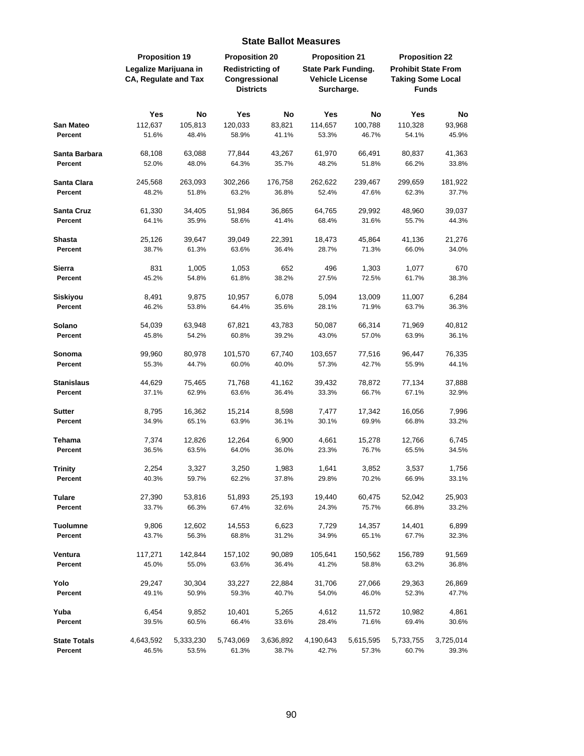## State Ballot Measures

| | Proposition 19 Legalize Marijuana in CA, Regulate and Tax | | Proposition 20 Redistricting of Congressional Districts | | Proposition 21 State Park Funding. Vehicle License Surcharge. | | Proposition 22 Prohibit State From Taking Some Local Funds | |
|---|---|---|---|---|---|---|---|---|
| | **Yes** | **No** | **Yes** | **No** | **Yes** | **No** | **Yes** | **No** |
| **San Mateo** | 112,637 | 105,813 | 120,033 | 83,821 | 114,657 | 100,788 | 110,328 | 93,968 |
| **Percent** | 51.6% | 48.4% | 58.9% | 41.1% | 53.3% | 46.7% | 54.1% | 45.9% |
| **Santa Barbara** | 68,108 | 63,088 | 77,844 | 43,267 | 61,970 | 66,491 | 80,837 | 41,363 |
| **Percent** | 52.0% | 48.0% | 64.3% | 35.7% | 48.2% | 51.8% | 66.2% | 33.8% |
| **Santa Clara** | 245,568 | 263,093 | 302,266 | 176,758 | 262,622 | 239,467 | 299,659 | 181,922 |
| **Percent** | 48.2% | 51.8% | 63.2% | 36.8% | 52.4% | 47.6% | 62.3% | 37.7% |
| **Santa Cruz** | 61,330 | 34,405 | 51,984 | 36,865 | 64,765 | 29,992 | 48,960 | 39,037 |
| **Percent** | 64.1% | 35.9% | 58.6% | 41.4% | 68.4% | 31.6% | 55.7% | 44.3% |
| **Shasta** | 25,126 | 39,647 | 39,049 | 22,391 | 18,473 | 45,864 | 41,136 | 21,276 |
| **Percent** | 38.7% | 61.3% | 63.6% | 36.4% | 28.7% | 71.3% | 66.0% | 34.0% |
| **Sierra** | 831 | 1,005 | 1,053 | 652 | 496 | 1,303 | 1,077 | 670 |
| **Percent** | 45.2% | 54.8% | 61.8% | 38.2% | 27.5% | 72.5% | 61.7% | 38.3% |
| **Siskiyou** | 8,491 | 9,875 | 10,957 | 6,078 | 5,094 | 13,009 | 11,007 | 6,284 |
| **Percent** | 46.2% | 53.8% | 64.4% | 35.6% | 28.1% | 71.9% | 63.7% | 36.3% |
| **Solano** | 54,039 | 63,948 | 67,821 | 43,783 | 50,087 | 66,314 | 71,969 | 40,812 |
| **Percent** | 45.8% | 54.2% | 60.8% | 39.2% | 43.0% | 57.0% | 63.9% | 36.1% |
| **Sonoma** | 99,960 | 80,978 | 101,570 | 67,740 | 103,657 | 77,516 | 96,447 | 76,335 |
| **Percent** | 55.3% | 44.7% | 60.0% | 40.0% | 57.3% | 42.7% | 55.9% | 44.1% |
| **Stanislaus** | 44,629 | 75,465 | 71,768 | 41,162 | 39,432 | 78,872 | 77,134 | 37,888 |
| **Percent** | 37.1% | 62.9% | 63.6% | 36.4% | 33.3% | 66.7% | 67.1% | 32.9% |
| **Sutter** | 8,795 | 16,362 | 15,214 | 8,598 | 7,477 | 17,342 | 16,056 | 7,996 |
| **Percent** | 34.9% | 65.1% | 63.9% | 36.1% | 30.1% | 69.9% | 66.8% | 33.2% |
| **Tehama** | 7,374 | 12,826 | 12,264 | 6,900 | 4,661 | 15,278 | 12,766 | 6,745 |
| **Percent** | 36.5% | 63.5% | 64.0% | 36.0% | 23.3% | 76.7% | 65.5% | 34.5% |
| **Trinity** | 2,254 | 3,327 | 3,250 | 1,983 | 1,641 | 3,852 | 3,537 | 1,756 |
| **Percent** | 40.3% | 59.7% | 62.2% | 37.8% | 29.8% | 70.2% | 66.9% | 33.1% |
| **Tulare** | 27,390 | 53,816 | 51,893 | 25,193 | 19,440 | 60,475 | 52,042 | 25,903 |
| **Percent** | 33.7% | 66.3% | 67.4% | 32.6% | 24.3% | 75.7% | 66.8% | 33.2% |
| **Tuolumne** | 9,806 | 12,602 | 14,553 | 6,623 | 7,729 | 14,357 | 14,401 | 6,899 |
| **Percent** | 43.7% | 56.3% | 68.8% | 31.2% | 34.9% | 65.1% | 67.7% | 32.3% |
| **Ventura** | 117,271 | 142,844 | 157,102 | 90,089 | 105,641 | 150,562 | 156,789 | 91,569 |
| **Percent** | 45.0% | 55.0% | 63.6% | 36.4% | 41.2% | 58.8% | 63.2% | 36.8% |
| **Yolo** | 29,247 | 30,304 | 33,227 | 22,884 | 31,706 | 27,066 | 29,363 | 26,869 |
| **Percent** | 49.1% | 50.9% | 59.3% | 40.7% | 54.0% | 46.0% | 52.3% | 47.7% |
| **Yuba** | 6,454 | 9,852 | 10,401 | 5,265 | 4,612 | 11,572 | 10,982 | 4,861 |
| **Percent** | 39.5% | 60.5% | 66.4% | 33.6% | 28.4% | 71.6% | 69.4% | 30.6% |
| **State Totals** | 4,643,592 | 5,333,230 | 5,743,069 | 3,636,892 | 4,190,643 | 5,615,595 | 5,733,755 | 3,725,014 |
| **Percent** | 46.5% | 53.5% | 61.3% | 38.7% | 42.7% | 57.3% | 60.7% | 39.3% |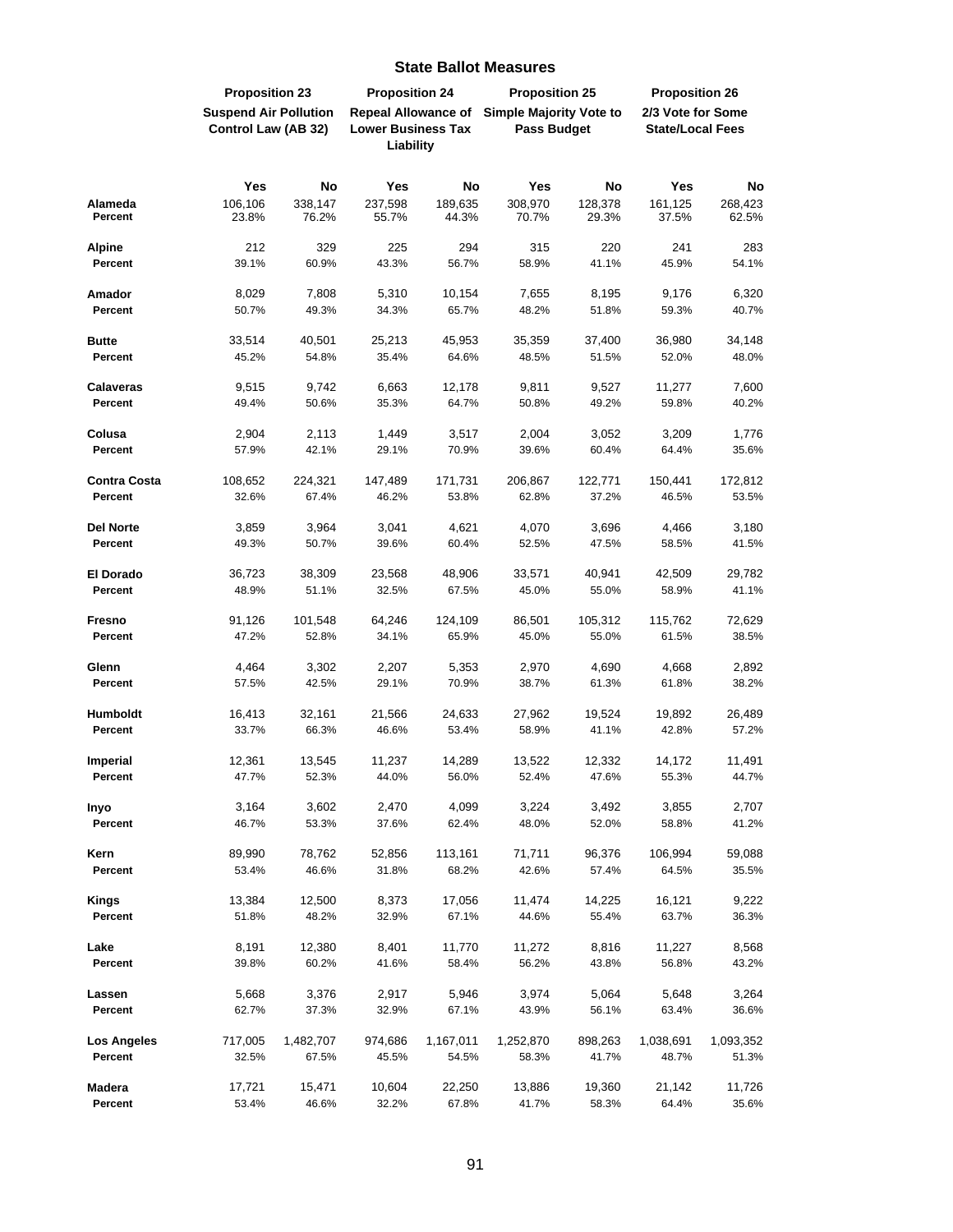## State Ballot Measures

| | Proposition 23 | | Proposition 24 | | Proposition 25 | | Proposition 26 | |
|---|---|---|---|---|---|---|---|---|
| | Suspend Air Pollution Control Law (AB 32) | | Repeal Allowance of Lower Business Tax Liability | | Simple Majority Vote to Pass Budget | | 2/3 Vote for Some State/Local Fees | |
| | Yes | No | Yes | No | Yes | No | Yes | No |
| **Alameda** | 106,106 | 338,147 | 237,598 | 189,635 | 308,970 | 128,378 | 161,125 | 268,423 |
| **Percent** | 23.8% | 76.2% | 55.7% | 44.3% | 70.7% | 29.3% | 37.5% | 62.5% |
| **Alpine** | 212 | 329 | 225 | 294 | 315 | 220 | 241 | 283 |
| **Percent** | 39.1% | 60.9% | 43.3% | 56.7% | 58.9% | 41.1% | 45.9% | 54.1% |
| **Amador** | 8,029 | 7,808 | 5,310 | 10,154 | 7,655 | 8,195 | 9,176 | 6,320 |
| **Percent** | 50.7% | 49.3% | 34.3% | 65.7% | 48.2% | 51.8% | 59.3% | 40.7% |
| **Butte** | 33,514 | 40,501 | 25,213 | 45,953 | 35,359 | 37,400 | 36,980 | 34,148 |
| **Percent** | 45.2% | 54.8% | 35.4% | 64.6% | 48.5% | 51.5% | 52.0% | 48.0% |
| **Calaveras** | 9,515 | 9,742 | 6,663 | 12,178 | 9,811 | 9,527 | 11,277 | 7,600 |
| **Percent** | 49.4% | 50.6% | 35.3% | 64.7% | 50.8% | 49.2% | 59.8% | 40.2% |
| **Colusa** | 2,904 | 2,113 | 1,449 | 3,517 | 2,004 | 3,052 | 3,209 | 1,776 |
| **Percent** | 57.9% | 42.1% | 29.1% | 70.9% | 39.6% | 60.4% | 64.4% | 35.6% |
| **Contra Costa** | 108,652 | 224,321 | 147,489 | 171,731 | 206,867 | 122,771 | 150,441 | 172,812 |
| **Percent** | 32.6% | 67.4% | 46.2% | 53.8% | 62.8% | 37.2% | 46.5% | 53.5% |
| **Del Norte** | 3,859 | 3,964 | 3,041 | 4,621 | 4,070 | 3,696 | 4,466 | 3,180 |
| **Percent** | 49.3% | 50.7% | 39.6% | 60.4% | 52.5% | 47.5% | 58.5% | 41.5% |
| **El Dorado** | 36,723 | 38,309 | 23,568 | 48,906 | 33,571 | 40,941 | 42,509 | 29,782 |
| **Percent** | 48.9% | 51.1% | 32.5% | 67.5% | 45.0% | 55.0% | 58.9% | 41.1% |
| **Fresno** | 91,126 | 101,548 | 64,246 | 124,109 | 86,501 | 105,312 | 115,762 | 72,629 |
| **Percent** | 47.2% | 52.8% | 34.1% | 65.9% | 45.0% | 55.0% | 61.5% | 38.5% |
| **Glenn** | 4,464 | 3,302 | 2,207 | 5,353 | 2,970 | 4,690 | 4,668 | 2,892 |
| **Percent** | 57.5% | 42.5% | 29.1% | 70.9% | 38.7% | 61.3% | 61.8% | 38.2% |
| **Humboldt** | 16,413 | 32,161 | 21,566 | 24,633 | 27,962 | 19,524 | 19,892 | 26,489 |
| **Percent** | 33.7% | 66.3% | 46.6% | 53.4% | 58.9% | 41.1% | 42.8% | 57.2% |
| **Imperial** | 12,361 | 13,545 | 11,237 | 14,289 | 13,522 | 12,332 | 14,172 | 11,491 |
| **Percent** | 47.7% | 52.3% | 44.0% | 56.0% | 52.4% | 47.6% | 55.3% | 44.7% |
| **Inyo** | 3,164 | 3,602 | 2,470 | 4,099 | 3,224 | 3,492 | 3,855 | 2,707 |
| **Percent** | 46.7% | 53.3% | 37.6% | 62.4% | 48.0% | 52.0% | 58.8% | 41.2% |
| **Kern** | 89,990 | 78,762 | 52,856 | 113,161 | 71,711 | 96,376 | 106,994 | 59,088 |
| **Percent** | 53.4% | 46.6% | 31.8% | 68.2% | 42.6% | 57.4% | 64.5% | 35.5% |
| **Kings** | 13,384 | 12,500 | 8,373 | 17,056 | 11,474 | 14,225 | 16,121 | 9,222 |
| **Percent** | 51.8% | 48.2% | 32.9% | 67.1% | 44.6% | 55.4% | 63.7% | 36.3% |
| **Lake** | 8,191 | 12,380 | 8,401 | 11,770 | 11,272 | 8,816 | 11,227 | 8,568 |
| **Percent** | 39.8% | 60.2% | 41.6% | 58.4% | 56.2% | 43.8% | 56.8% | 43.2% |
| **Lassen** | 5,668 | 3,376 | 2,917 | 5,946 | 3,974 | 5,064 | 5,648 | 3,264 |
| **Percent** | 62.7% | 37.3% | 32.9% | 67.1% | 43.9% | 56.1% | 63.4% | 36.6% |
| **Los Angeles** | 717,005 | 1,482,707 | 974,686 | 1,167,011 | 1,252,870 | 898,263 | 1,038,691 | 1,093,352 |
| **Percent** | 32.5% | 67.5% | 45.5% | 54.5% | 58.3% | 41.7% | 48.7% | 51.3% |
| **Madera** | 17,721 | 15,471 | 10,604 | 22,250 | 13,886 | 19,360 | 21,142 | 11,726 |
| **Percent** | 53.4% | 46.6% | 32.2% | 67.8% | 41.7% | 58.3% | 64.4% | 35.6% |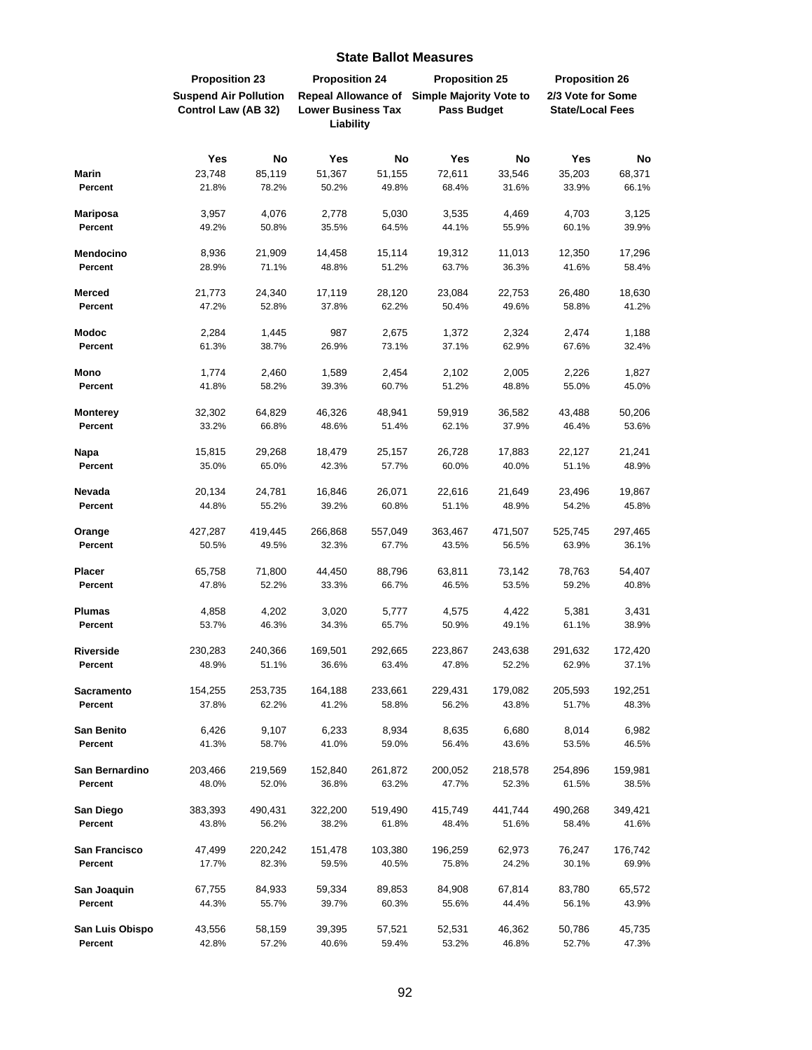## State Ballot Measures

| | Proposition 23 | | Proposition 24 | | Proposition 25 | | Proposition 26 | |
|---|---|---|---|---|---|---|---|---|
| | Suspend Air Pollution Control Law (AB 32) | | Repeal Allowance of Lower Business Tax Liability | | Simple Majority Vote to Pass Budget | | 2/3 Vote for Some State/Local Fees | |
| | Yes | No | Yes | No | Yes | No | Yes | No |
| **Marin** | 23,748 | 85,119 | 51,367 | 51,155 | 72,611 | 33,546 | 35,203 | 68,371 |
| **Percent** | 21.8% | 78.2% | 50.2% | 49.8% | 68.4% | 31.6% | 33.9% | 66.1% |
| **Mariposa** | 3,957 | 4,076 | 2,778 | 5,030 | 3,535 | 4,469 | 4,703 | 3,125 |
| **Percent** | 49.2% | 50.8% | 35.5% | 64.5% | 44.1% | 55.9% | 60.1% | 39.9% |
| **Mendocino** | 8,936 | 21,909 | 14,458 | 15,114 | 19,312 | 11,013 | 12,350 | 17,296 |
| **Percent** | 28.9% | 71.1% | 48.8% | 51.2% | 63.7% | 36.3% | 41.6% | 58.4% |
| **Merced** | 21,773 | 24,340 | 17,119 | 28,120 | 23,084 | 22,753 | 26,480 | 18,630 |
| **Percent** | 47.2% | 52.8% | 37.8% | 62.2% | 50.4% | 49.6% | 58.8% | 41.2% |
| **Modoc** | 2,284 | 1,445 | 987 | 2,675 | 1,372 | 2,324 | 2,474 | 1,188 |
| **Percent** | 61.3% | 38.7% | 26.9% | 73.1% | 37.1% | 62.9% | 67.6% | 32.4% |
| **Mono** | 1,774 | 2,460 | 1,589 | 2,454 | 2,102 | 2,005 | 2,226 | 1,827 |
| **Percent** | 41.8% | 58.2% | 39.3% | 60.7% | 51.2% | 48.8% | 55.0% | 45.0% |
| **Monterey** | 32,302 | 64,829 | 46,326 | 48,941 | 59,919 | 36,582 | 43,488 | 50,206 |
| **Percent** | 33.2% | 66.8% | 48.6% | 51.4% | 62.1% | 37.9% | 46.4% | 53.6% |
| **Napa** | 15,815 | 29,268 | 18,479 | 25,157 | 26,728 | 17,883 | 22,127 | 21,241 |
| **Percent** | 35.0% | 65.0% | 42.3% | 57.7% | 60.0% | 40.0% | 51.1% | 48.9% |
| **Nevada** | 20,134 | 24,781 | 16,846 | 26,071 | 22,616 | 21,649 | 23,496 | 19,867 |
| **Percent** | 44.8% | 55.2% | 39.2% | 60.8% | 51.1% | 48.9% | 54.2% | 45.8% |
| **Orange** | 427,287 | 419,445 | 266,868 | 557,049 | 363,467 | 471,507 | 525,745 | 297,465 |
| **Percent** | 50.5% | 49.5% | 32.3% | 67.7% | 43.5% | 56.5% | 63.9% | 36.1% |
| **Placer** | 65,758 | 71,800 | 44,450 | 88,796 | 63,811 | 73,142 | 78,763 | 54,407 |
| **Percent** | 47.8% | 52.2% | 33.3% | 66.7% | 46.5% | 53.5% | 59.2% | 40.8% |
| **Plumas** | 4,858 | 4,202 | 3,020 | 5,777 | 4,575 | 4,422 | 5,381 | 3,431 |
| **Percent** | 53.7% | 46.3% | 34.3% | 65.7% | 50.9% | 49.1% | 61.1% | 38.9% |
| **Riverside** | 230,283 | 240,366 | 169,501 | 292,665 | 223,867 | 243,638 | 291,632 | 172,420 |
| **Percent** | 48.9% | 51.1% | 36.6% | 63.4% | 47.8% | 52.2% | 62.9% | 37.1% |
| **Sacramento** | 154,255 | 253,735 | 164,188 | 233,661 | 229,431 | 179,082 | 205,593 | 192,251 |
| **Percent** | 37.8% | 62.2% | 41.2% | 58.8% | 56.2% | 43.8% | 51.7% | 48.3% |
| **San Benito** | 6,426 | 9,107 | 6,233 | 8,934 | 8,635 | 6,680 | 8,014 | 6,982 |
| **Percent** | 41.3% | 58.7% | 41.0% | 59.0% | 56.4% | 43.6% | 53.5% | 46.5% |
| **San Bernardino** | 203,466 | 219,569 | 152,840 | 261,872 | 200,052 | 218,578 | 254,896 | 159,981 |
| **Percent** | 48.0% | 52.0% | 36.8% | 63.2% | 47.7% | 52.3% | 61.5% | 38.5% |
| **San Diego** | 383,393 | 490,431 | 322,200 | 519,490 | 415,749 | 441,744 | 490,268 | 349,421 |
| **Percent** | 43.8% | 56.2% | 38.2% | 61.8% | 48.4% | 51.6% | 58.4% | 41.6% |
| **San Francisco** | 47,499 | 220,242 | 151,478 | 103,380 | 196,259 | 62,973 | 76,247 | 176,742 |
| **Percent** | 17.7% | 82.3% | 59.5% | 40.5% | 75.8% | 24.2% | 30.1% | 69.9% |
| **San Joaquin** | 67,755 | 84,933 | 59,334 | 89,853 | 84,908 | 67,814 | 83,780 | 65,572 |
| **Percent** | 44.3% | 55.7% | 39.7% | 60.3% | 55.6% | 44.4% | 56.1% | 43.9% |
| **San Luis Obispo** | 43,556 | 58,159 | 39,395 | 57,521 | 52,531 | 46,362 | 50,786 | 45,735 |
| **Percent** | 42.8% | 57.2% | 40.6% | 59.4% | 53.2% | 46.8% | 52.7% | 47.3% |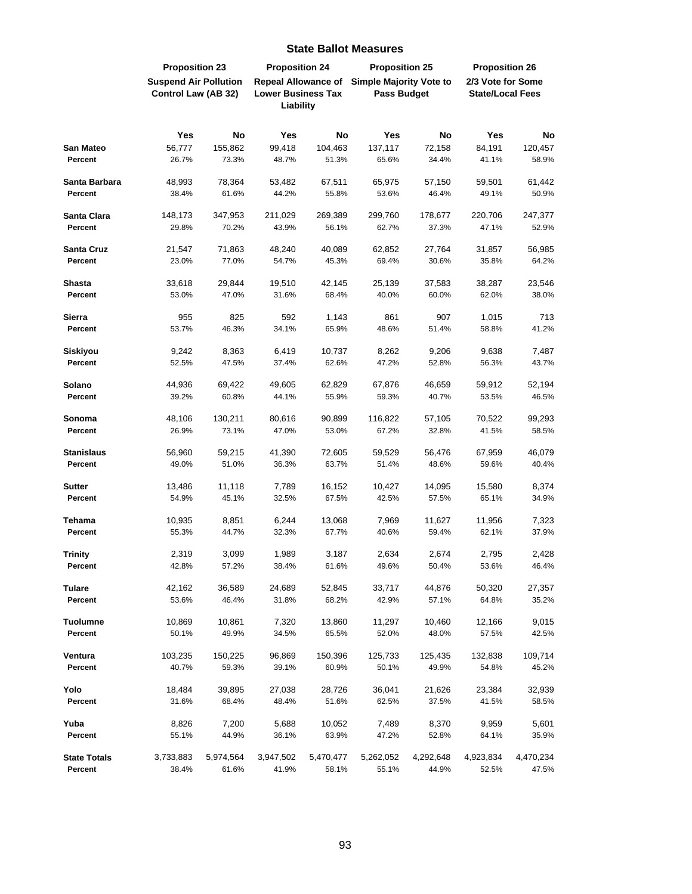## State Ballot Measures

| | Proposition 23 | | Proposition 24 | | Proposition 25 | | Proposition 26 | |
|---|---|---|---|---|---|---|---|---|
| | Suspend Air Pollution Control Law (AB 32) | | Repeal Allowance of Lower Business Tax Liability | | Simple Majority Vote to Pass Budget | | 2/3 Vote for Some State/Local Fees | |
| | **Yes** | **No** | **Yes** | **No** | **Yes** | **No** | **Yes** | **No** |
| **San Mateo** | 56,777 | 155,862 | 99,418 | 104,463 | 137,117 | 72,158 | 84,191 | 120,457 |
| **Percent** | 26.7% | 73.3% | 48.7% | 51.3% | 65.6% | 34.4% | 41.1% | 58.9% |
| **Santa Barbara** | 48,993 | 78,364 | 53,482 | 67,511 | 65,975 | 57,150 | 59,501 | 61,442 |
| **Percent** | 38.4% | 61.6% | 44.2% | 55.8% | 53.6% | 46.4% | 49.1% | 50.9% |
| **Santa Clara** | 148,173 | 347,953 | 211,029 | 269,389 | 299,760 | 178,677 | 220,706 | 247,377 |
| **Percent** | 29.8% | 70.2% | 43.9% | 56.1% | 62.7% | 37.3% | 47.1% | 52.9% |
| **Santa Cruz** | 21,547 | 71,863 | 48,240 | 40,089 | 62,852 | 27,764 | 31,857 | 56,985 |
| **Percent** | 23.0% | 77.0% | 54.7% | 45.3% | 69.4% | 30.6% | 35.8% | 64.2% |
| **Shasta** | 33,618 | 29,844 | 19,510 | 42,145 | 25,139 | 37,583 | 38,287 | 23,546 |
| **Percent** | 53.0% | 47.0% | 31.6% | 68.4% | 40.0% | 60.0% | 62.0% | 38.0% |
| **Sierra** | 955 | 825 | 592 | 1,143 | 861 | 907 | 1,015 | 713 |
| **Percent** | 53.7% | 46.3% | 34.1% | 65.9% | 48.6% | 51.4% | 58.8% | 41.2% |
| **Siskiyou** | 9,242 | 8,363 | 6,419 | 10,737 | 8,262 | 9,206 | 9,638 | 7,487 |
| **Percent** | 52.5% | 47.5% | 37.4% | 62.6% | 47.2% | 52.8% | 56.3% | 43.7% |
| **Solano** | 44,936 | 69,422 | 49,605 | 62,829 | 67,876 | 46,659 | 59,912 | 52,194 |
| **Percent** | 39.2% | 60.8% | 44.1% | 55.9% | 59.3% | 40.7% | 53.5% | 46.5% |
| **Sonoma** | 48,106 | 130,211 | 80,616 | 90,899 | 116,822 | 57,105 | 70,522 | 99,293 |
| **Percent** | 26.9% | 73.1% | 47.0% | 53.0% | 67.2% | 32.8% | 41.5% | 58.5% |
| **Stanislaus** | 56,960 | 59,215 | 41,390 | 72,605 | 59,529 | 56,476 | 67,959 | 46,079 |
| **Percent** | 49.0% | 51.0% | 36.3% | 63.7% | 51.4% | 48.6% | 59.6% | 40.4% |
| **Sutter** | 13,486 | 11,118 | 7,789 | 16,152 | 10,427 | 14,095 | 15,580 | 8,374 |
| **Percent** | 54.9% | 45.1% | 32.5% | 67.5% | 42.5% | 57.5% | 65.1% | 34.9% |
| **Tehama** | 10,935 | 8,851 | 6,244 | 13,068 | 7,969 | 11,627 | 11,956 | 7,323 |
| **Percent** | 55.3% | 44.7% | 32.3% | 67.7% | 40.6% | 59.4% | 62.1% | 37.9% |
| **Trinity** | 2,319 | 3,099 | 1,989 | 3,187 | 2,634 | 2,674 | 2,795 | 2,428 |
| **Percent** | 42.8% | 57.2% | 38.4% | 61.6% | 49.6% | 50.4% | 53.6% | 46.4% |
| **Tulare** | 42,162 | 36,589 | 24,689 | 52,845 | 33,717 | 44,876 | 50,320 | 27,357 |
| **Percent** | 53.6% | 46.4% | 31.8% | 68.2% | 42.9% | 57.1% | 64.8% | 35.2% |
| **Tuolumne** | 10,869 | 10,861 | 7,320 | 13,860 | 11,297 | 10,460 | 12,166 | 9,015 |
| **Percent** | 50.1% | 49.9% | 34.5% | 65.5% | 52.0% | 48.0% | 57.5% | 42.5% |
| **Ventura** | 103,235 | 150,225 | 96,869 | 150,396 | 125,733 | 125,435 | 132,838 | 109,714 |
| **Percent** | 40.7% | 59.3% | 39.1% | 60.9% | 50.1% | 49.9% | 54.8% | 45.2% |
| **Yolo** | 18,484 | 39,895 | 27,038 | 28,726 | 36,041 | 21,626 | 23,384 | 32,939 |
| **Percent** | 31.6% | 68.4% | 48.4% | 51.6% | 62.5% | 37.5% | 41.5% | 58.5% |
| **Yuba** | 8,826 | 7,200 | 5,688 | 10,052 | 7,489 | 8,370 | 9,959 | 5,601 |
| **Percent** | 55.1% | 44.9% | 36.1% | 63.9% | 47.2% | 52.8% | 64.1% | 35.9% |
| **State Totals** | 3,733,883 | 5,974,564 | 3,947,502 | 5,470,477 | 5,262,052 | 4,292,648 | 4,923,834 | 4,470,234 |
| **Percent** | 38.4% | 61.6% | 41.9% | 58.1% | 55.1% | 44.9% | 52.5% | 47.5% |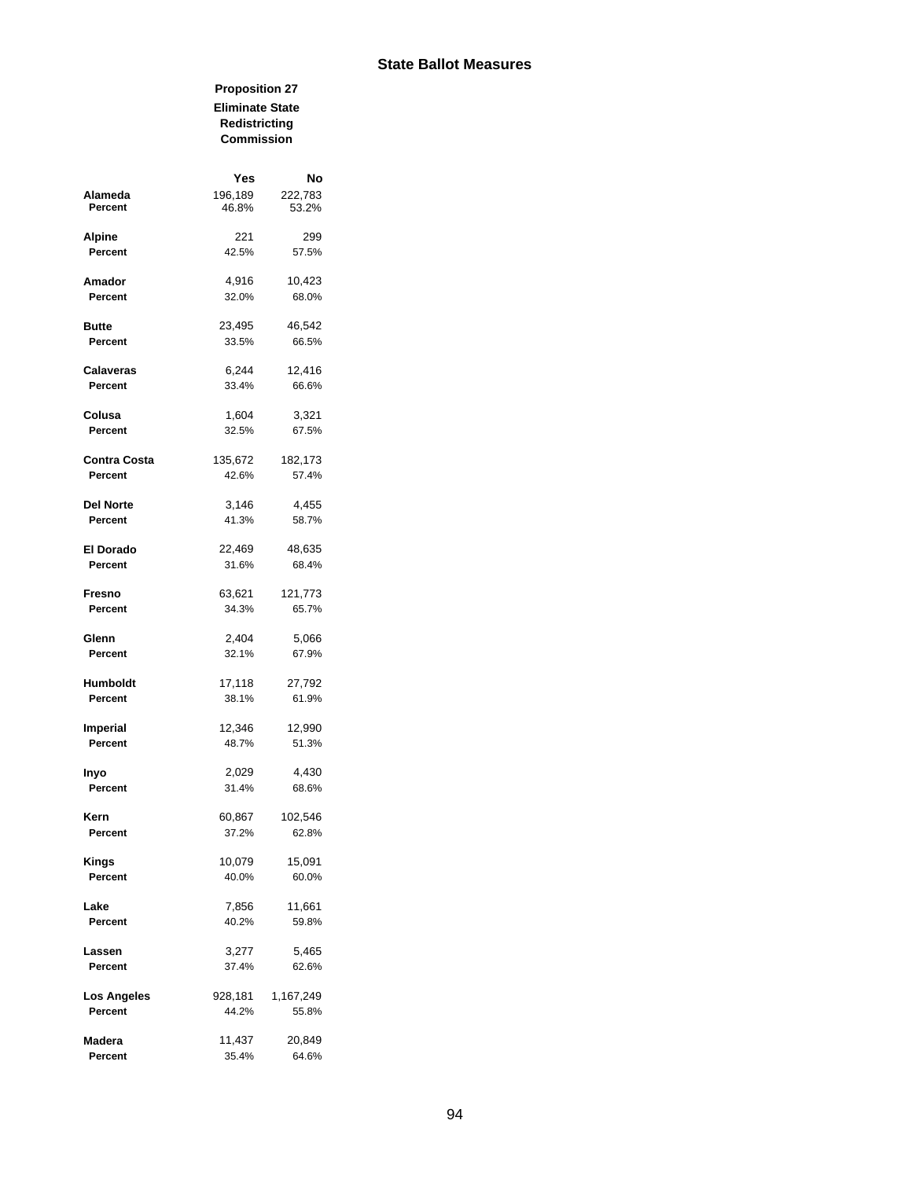## State Ballot Measures

### Proposition 27
### Eliminate State Redistricting Commission

| | Yes | No |
|---|---|---|
| **Alameda** | 196,189 | 222,783 |
| **Percent** | 46.8% | 53.2% |
| **Alpine** | 221 | 299 |
| **Percent** | 42.5% | 57.5% |
| **Amador** | 4,916 | 10,423 |
| **Percent** | 32.0% | 68.0% |
| **Butte** | 23,495 | 46,542 |
| **Percent** | 33.5% | 66.5% |
| **Calaveras** | 6,244 | 12,416 |
| **Percent** | 33.4% | 66.6% |
| **Colusa** | 1,604 | 3,321 |
| **Percent** | 32.5% | 67.5% |
| **Contra Costa** | 135,672 | 182,173 |
| **Percent** | 42.6% | 57.4% |
| **Del Norte** | 3,146 | 4,455 |
| **Percent** | 41.3% | 58.7% |
| **El Dorado** | 22,469 | 48,635 |
| **Percent** | 31.6% | 68.4% |
| **Fresno** | 63,621 | 121,773 |
| **Percent** | 34.3% | 65.7% |
| **Glenn** | 2,404 | 5,066 |
| **Percent** | 32.1% | 67.9% |
| **Humboldt** | 17,118 | 27,792 |
| **Percent** | 38.1% | 61.9% |
| **Imperial** | 12,346 | 12,990 |
| **Percent** | 48.7% | 51.3% |
| **Inyo** | 2,029 | 4,430 |
| **Percent** | 31.4% | 68.6% |
| **Kern** | 60,867 | 102,546 |
| **Percent** | 37.2% | 62.8% |
| **Kings** | 10,079 | 15,091 |
| **Percent** | 40.0% | 60.0% |
| **Lake** | 7,856 | 11,661 |
| **Percent** | 40.2% | 59.8% |
| **Lassen** | 3,277 | 5,465 |
| **Percent** | 37.4% | 62.6% |
| **Los Angeles** | 928,181 | 1,167,249 |
| **Percent** | 44.2% | 55.8% |
| **Madera** | 11,437 | 20,849 |
| **Percent** | 35.4% | 64.6% |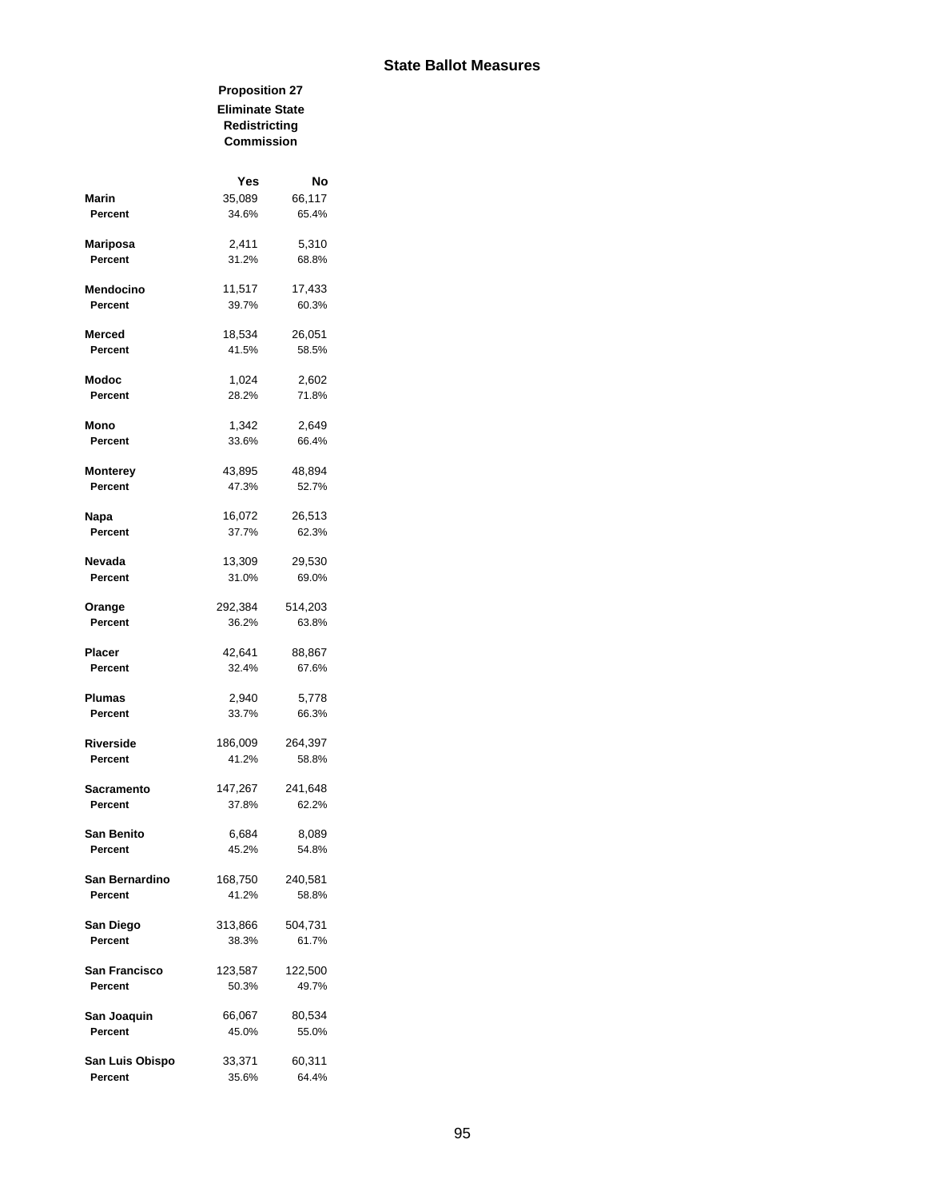## State Ballot Measures

### Proposition 27
### Eliminate State Redistricting Commission

| | Yes | No |
|---|---|---|
| **Marin** | 35,089 | 66,117 |
| **Percent** | 34.6% | 65.4% |
| **Mariposa** | 2,411 | 5,310 |
| **Percent** | 31.2% | 68.8% |
| **Mendocino** | 11,517 | 17,433 |
| **Percent** | 39.7% | 60.3% |
| **Merced** | 18,534 | 26,051 |
| **Percent** | 41.5% | 58.5% |
| **Modoc** | 1,024 | 2,602 |
| **Percent** | 28.2% | 71.8% |
| **Mono** | 1,342 | 2,649 |
| **Percent** | 33.6% | 66.4% |
| **Monterey** | 43,895 | 48,894 |
| **Percent** | 47.3% | 52.7% |
| **Napa** | 16,072 | 26,513 |
| **Percent** | 37.7% | 62.3% |
| **Nevada** | 13,309 | 29,530 |
| **Percent** | 31.0% | 69.0% |
| **Orange** | 292,384 | 514,203 |
| **Percent** | 36.2% | 63.8% |
| **Placer** | 42,641 | 88,867 |
| **Percent** | 32.4% | 67.6% |
| **Plumas** | 2,940 | 5,778 |
| **Percent** | 33.7% | 66.3% |
| **Riverside** | 186,009 | 264,397 |
| **Percent** | 41.2% | 58.8% |
| **Sacramento** | 147,267 | 241,648 |
| **Percent** | 37.8% | 62.2% |
| **San Benito** | 6,684 | 8,089 |
| **Percent** | 45.2% | 54.8% |
| **San Bernardino** | 168,750 | 240,581 |
| **Percent** | 41.2% | 58.8% |
| **San Diego** | 313,866 | 504,731 |
| **Percent** | 38.3% | 61.7% |
| **San Francisco** | 123,587 | 122,500 |
| **Percent** | 50.3% | 49.7% |
| **San Joaquin** | 66,067 | 80,534 |
| **Percent** | 45.0% | 55.0% |
| **San Luis Obispo** | 33,371 | 60,311 |
| **Percent** | 35.6% | 64.4% |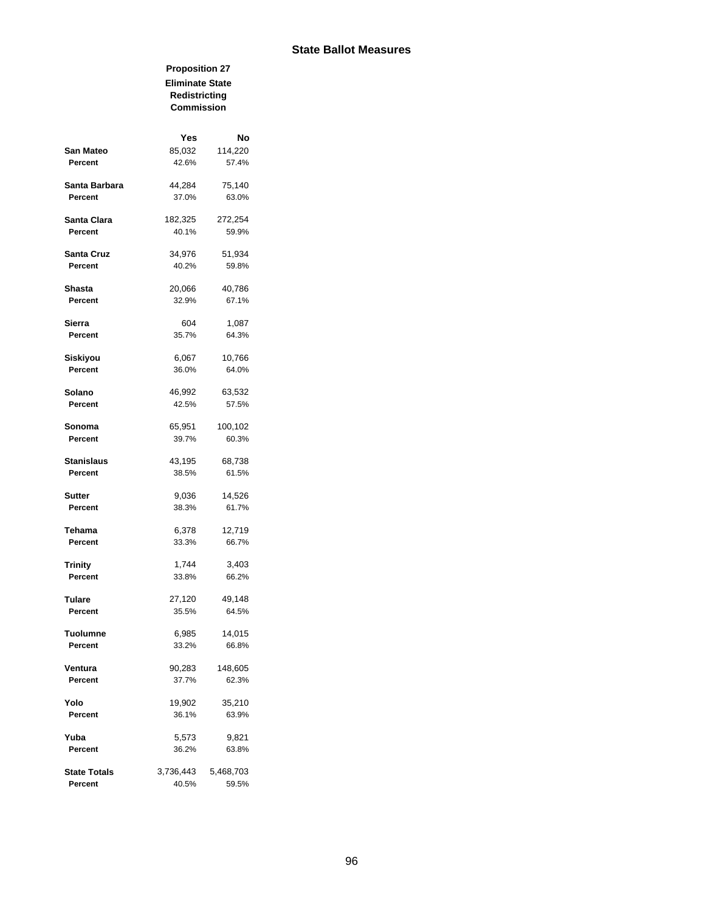## State Ballot Measures

### Proposition 27
### Eliminate State Redistricting Commission

| | Yes | No |
|---|---|---|
| **San Mateo** | 85,032 | 114,220 |
| **Percent** | 42.6% | 57.4% |
| **Santa Barbara** | 44,284 | 75,140 |
| **Percent** | 37.0% | 63.0% |
| **Santa Clara** | 182,325 | 272,254 |
| **Percent** | 40.1% | 59.9% |
| **Santa Cruz** | 34,976 | 51,934 |
| **Percent** | 40.2% | 59.8% |
| **Shasta** | 20,066 | 40,786 |
| **Percent** | 32.9% | 67.1% |
| **Sierra** | 604 | 1,087 |
| **Percent** | 35.7% | 64.3% |
| **Siskiyou** | 6,067 | 10,766 |
| **Percent** | 36.0% | 64.0% |
| **Solano** | 46,992 | 63,532 |
| **Percent** | 42.5% | 57.5% |
| **Sonoma** | 65,951 | 100,102 |
| **Percent** | 39.7% | 60.3% |
| **Stanislaus** | 43,195 | 68,738 |
| **Percent** | 38.5% | 61.5% |
| **Sutter** | 9,036 | 14,526 |
| **Percent** | 38.3% | 61.7% |
| **Tehama** | 6,378 | 12,719 |
| **Percent** | 33.3% | 66.7% |
| **Trinity** | 1,744 | 3,403 |
| **Percent** | 33.8% | 66.2% |
| **Tulare** | 27,120 | 49,148 |
| **Percent** | 35.5% | 64.5% |
| **Tuolumne** | 6,985 | 14,015 |
| **Percent** | 33.2% | 66.8% |
| **Ventura** | 90,283 | 148,605 |
| **Percent** | 37.7% | 62.3% |
| **Yolo** | 19,902 | 35,210 |
| **Percent** | 36.1% | 63.9% |
| **Yuba** | 5,573 | 9,821 |
| **Percent** | 36.2% | 63.8% |
| **State Totals** | 3,736,443 | 5,468,703 |
| **Percent** | 40.5% | 59.5% |